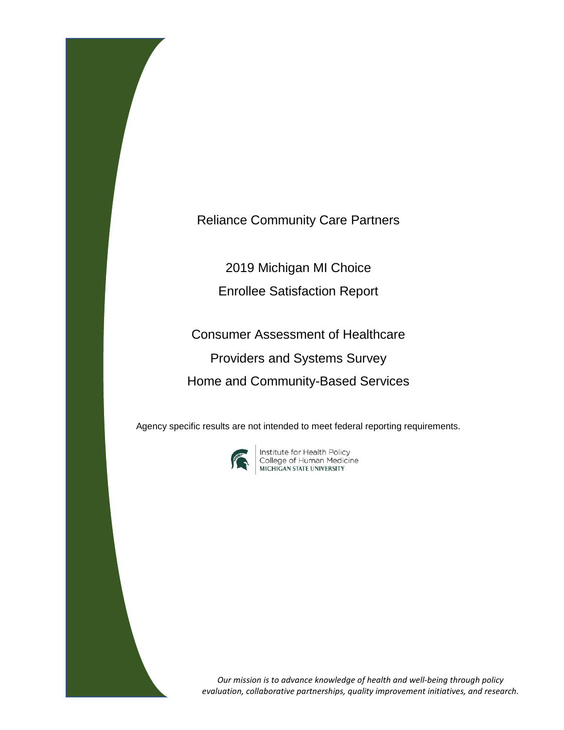# Reliance Community Care Partners

## 2019 Michigan MI Choice Enrollee Satisfaction Report

## Consumer Assessment of Healthcare Providers and Systems Survey Home and Community-Based Services

Agency specific results are not intended to meet federal reporting requirements.

Institute for Health Policy
College of Human Medicine
MICHIGAN STATE UNIVERSITY

*Our mission is to advance knowledge of health and well-being through policy evaluation, collaborative partnerships, quality improvement initiatives, and research.*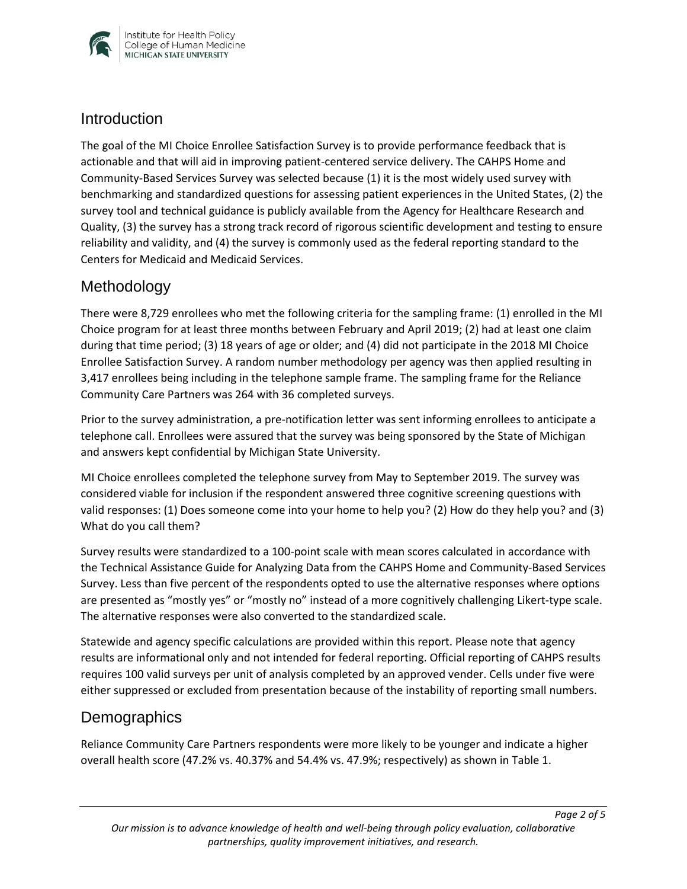## Introduction

The goal of the MI Choice Enrollee Satisfaction Survey is to provide performance feedback that is actionable and that will aid in improving patient-centered service delivery. The CAHPS Home and Community-Based Services Survey was selected because (1) it is the most widely used survey with benchmarking and standardized questions for assessing patient experiences in the United States, (2) the survey tool and technical guidance is publicly available from the Agency for Healthcare Research and Quality, (3) the survey has a strong track record of rigorous scientific development and testing to ensure reliability and validity, and (4) the survey is commonly used as the federal reporting standard to the Centers for Medicaid and Medicaid Services.

## Methodology

There were 8,729 enrollees who met the following criteria for the sampling frame: (1) enrolled in the MI Choice program for at least three months between February and April 2019; (2) had at least one claim during that time period; (3) 18 years of age or older; and (4) did not participate in the 2018 MI Choice Enrollee Satisfaction Survey. A random number methodology per agency was then applied resulting in 3,417 enrollees being including in the telephone sample frame. The sampling frame for the Reliance Community Care Partners was 264 with 36 completed surveys.

Prior to the survey administration, a pre-notification letter was sent informing enrollees to anticipate a telephone call. Enrollees were assured that the survey was being sponsored by the State of Michigan and answers kept confidential by Michigan State University.

MI Choice enrollees completed the telephone survey from May to September 2019. The survey was considered viable for inclusion if the respondent answered three cognitive screening questions with valid responses: (1) Does someone come into your home to help you? (2) How do they help you? and (3) What do you call them?

Survey results were standardized to a 100-point scale with mean scores calculated in accordance with the Technical Assistance Guide for Analyzing Data from the CAHPS Home and Community-Based Services Survey. Less than five percent of the respondents opted to use the alternative responses where options are presented as "mostly yes" or "mostly no" instead of a more cognitively challenging Likert-type scale. The alternative responses were also converted to the standardized scale.

Statewide and agency specific calculations are provided within this report. Please note that agency results are informational only and not intended for federal reporting. Official reporting of CAHPS results requires 100 valid surveys per unit of analysis completed by an approved vender. Cells under five were either suppressed or excluded from presentation because of the instability of reporting small numbers.

## Demographics

Reliance Community Care Partners respondents were more likely to be younger and indicate a higher overall health score (47.2% vs. 40.37% and 54.4% vs. 47.9%; respectively) as shown in Table 1.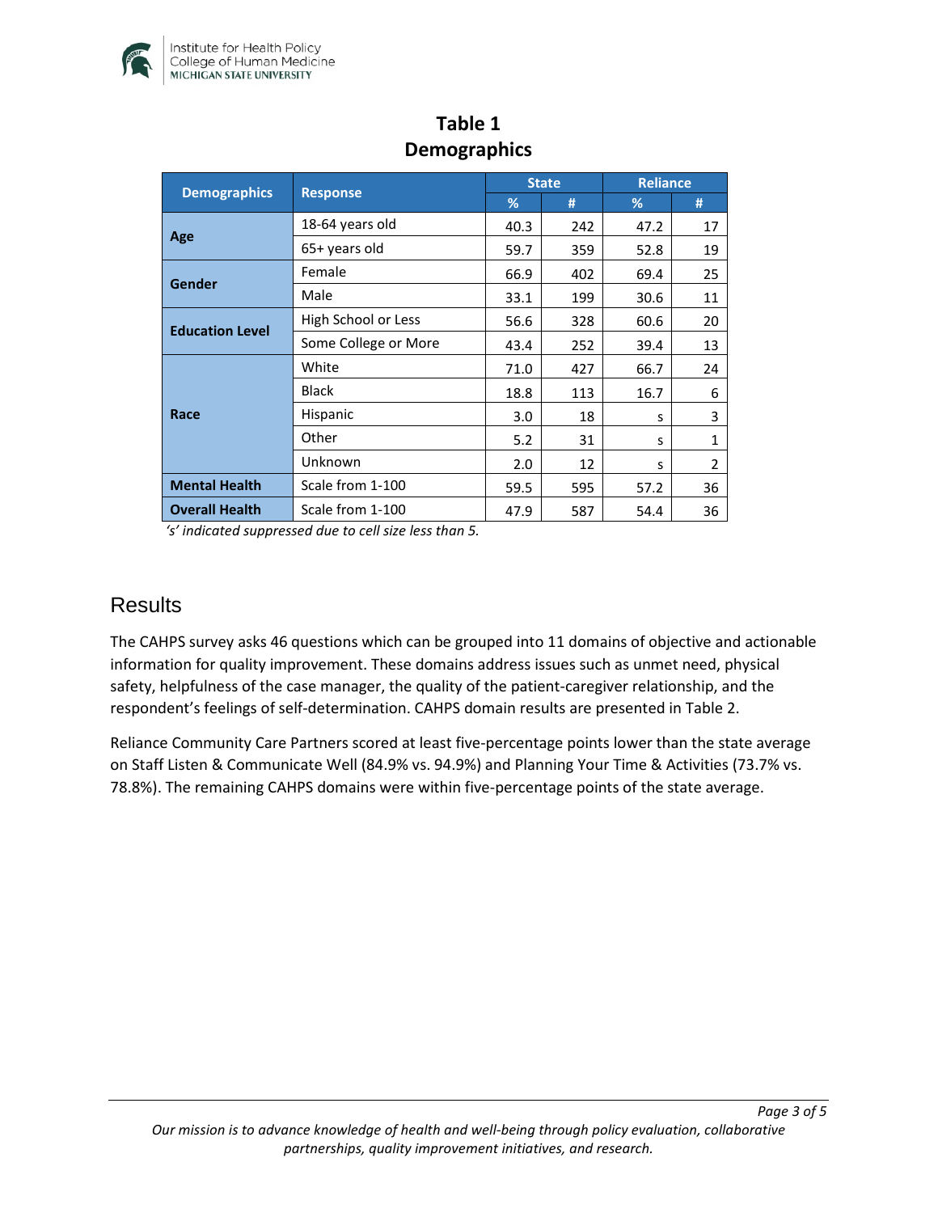## Table 1
## Demographics

| Demographics | Response | State | | Reliance | |
|---|---|---|---|---|---|
| | | % | # | % | # |
| Age | 18-64 years old | 40.3 | 242 | 47.2 | 17 |
| | 65+ years old | 59.7 | 359 | 52.8 | 19 |
| Gender | Female | 66.9 | 402 | 69.4 | 25 |
| | Male | 33.1 | 199 | 30.6 | 11 |
| Education Level | High School or Less | 56.6 | 328 | 60.6 | 20 |
| | Some College or More | 43.4 | 252 | 39.4 | 13 |
| Race | White | 71.0 | 427 | 66.7 | 24 |
| | Black | 18.8 | 113 | 16.7 | 6 |
| | Hispanic | 3.0 | 18 | s | 3 |
| | Other | 5.2 | 31 | s | 1 |
| | Unknown | 2.0 | 12 | s | 2 |
| Mental Health | Scale from 1-100 | 59.5 | 595 | 57.2 | 36 |
| Overall Health | Scale from 1-100 | 47.9 | 587 | 54.4 | 36 |

*'s' indicated suppressed due to cell size less than 5.*

# Results

The CAHPS survey asks 46 questions which can be grouped into 11 domains of objective and actionable information for quality improvement. These domains address issues such as unmet need, physical safety, helpfulness of the case manager, the quality of the patient-caregiver relationship, and the respondent's feelings of self-determination. CAHPS domain results are presented in Table 2.

Reliance Community Care Partners scored at least five-percentage points lower than the state average on Staff Listen & Communicate Well (84.9% vs. 94.9%) and Planning Your Time & Activities (73.7% vs. 78.8%). The remaining CAHPS domains were within five-percentage points of the state average.

*Our mission is to advance knowledge of health and well-being through policy evaluation, collaborative partnerships, quality improvement initiatives, and research.*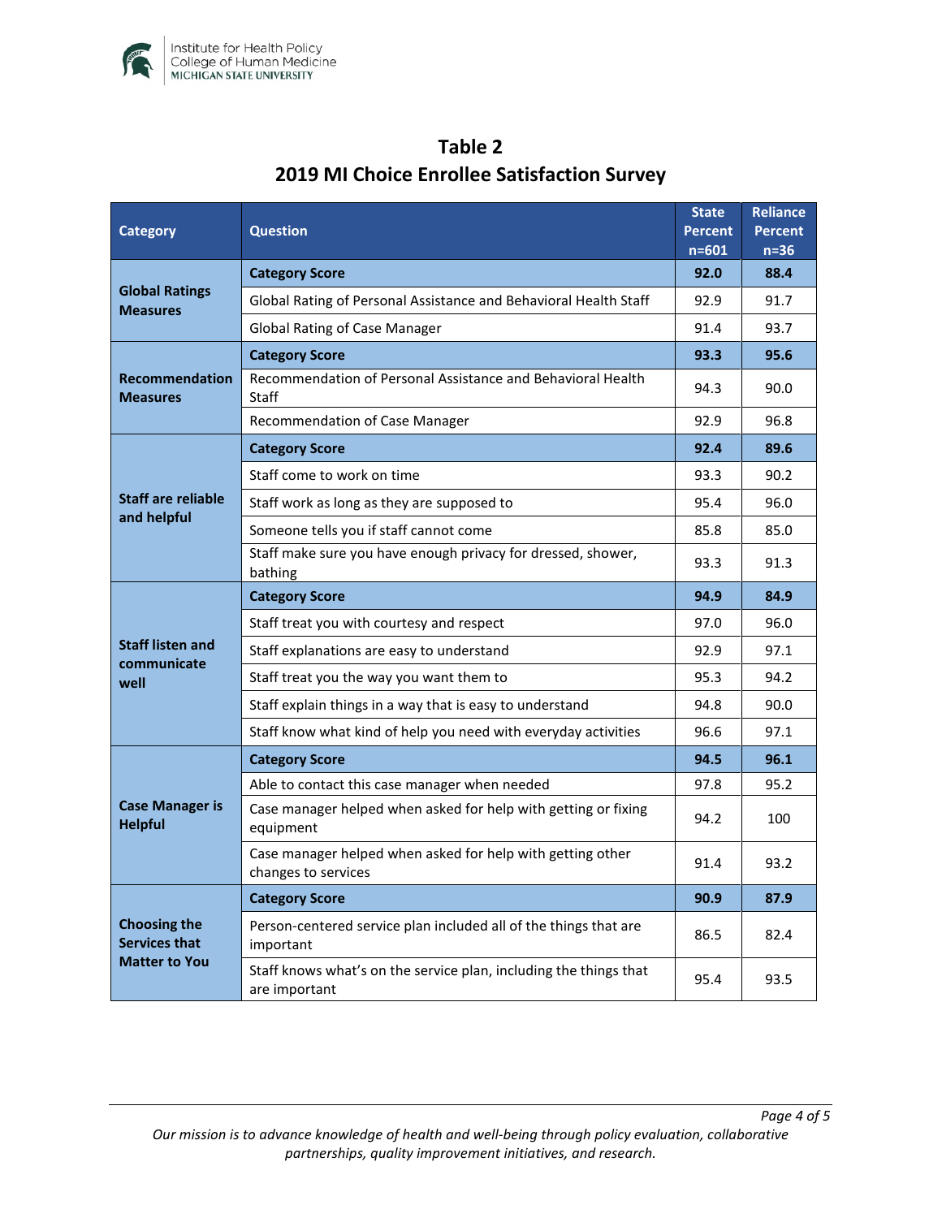# Table 2

# 2019 MI Choice Enrollee Satisfaction Survey

| Category | Question | State Percent n=601 | Reliance Percent n=36 |
|---|---|---|---|
| Global Ratings Measures | **Category Score** | **92.0** | **88.4** |
| | Global Rating of Personal Assistance and Behavioral Health Staff | 92.9 | 91.7 |
| | Global Rating of Case Manager | 91.4 | 93.7 |
| Recommendation Measures | **Category Score** | **93.3** | **95.6** |
| | Recommendation of Personal Assistance and Behavioral Health Staff | 94.3 | 90.0 |
| | Recommendation of Case Manager | 92.9 | 96.8 |
| Staff are reliable and helpful | **Category Score** | **92.4** | **89.6** |
| | Staff come to work on time | 93.3 | 90.2 |
| | Staff work as long as they are supposed to | 95.4 | 96.0 |
| | Someone tells you if staff cannot come | 85.8 | 85.0 |
| | Staff make sure you have enough privacy for dressed, shower, bathing | 93.3 | 91.3 |
| Staff listen and communicate well | **Category Score** | **94.9** | **84.9** |
| | Staff treat you with courtesy and respect | 97.0 | 96.0 |
| | Staff explanations are easy to understand | 92.9 | 97.1 |
| | Staff treat you the way you want them to | 95.3 | 94.2 |
| | Staff explain things in a way that is easy to understand | 94.8 | 90.0 |
| | Staff know what kind of help you need with everyday activities | 96.6 | 97.1 |
| Case Manager is Helpful | **Category Score** | **94.5** | **96.1** |
| | Able to contact this case manager when needed | 97.8 | 95.2 |
| | Case manager helped when asked for help with getting or fixing equipment | 94.2 | 100 |
| | Case manager helped when asked for help with getting other changes to services | 91.4 | 93.2 |
| Choosing the Services that Matter to You | **Category Score** | **90.9** | **87.9** |
| | Person-centered service plan included all of the things that are important | 86.5 | 82.4 |
| | Staff knows what's on the service plan, including the things that are important | 95.4 | 93.5 |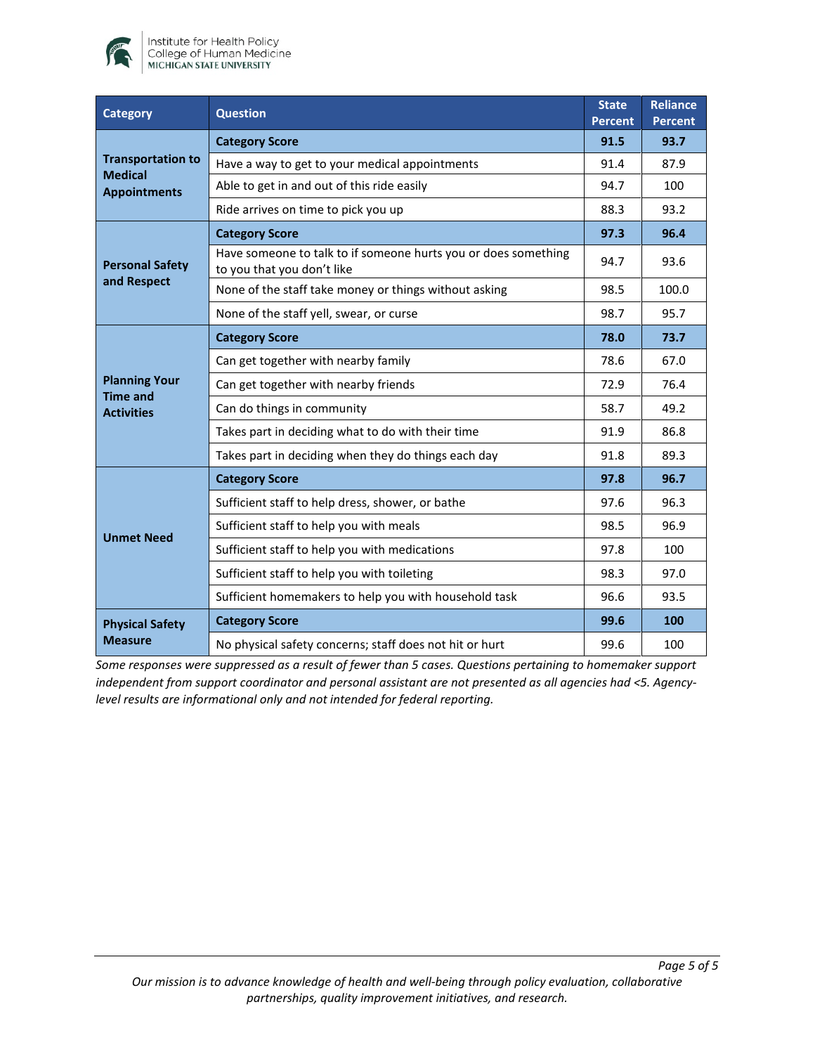| Category | Question | State Percent | Reliance Percent |
|---|---|---|---|
| Transportation to Medical Appointments | **Category Score** | **91.5** | **93.7** |
| | Have a way to get to your medical appointments | 91.4 | 87.9 |
| | Able to get in and out of this ride easily | 94.7 | 100 |
| | Ride arrives on time to pick you up | 88.3 | 93.2 |
| Personal Safety and Respect | **Category Score** | **97.3** | **96.4** |
| | Have someone to talk to if someone hurts you or does something to you that you don't like | 94.7 | 93.6 |
| | None of the staff take money or things without asking | 98.5 | 100.0 |
| | None of the staff yell, swear, or curse | 98.7 | 95.7 |
| Planning Your Time and Activities | **Category Score** | **78.0** | **73.7** |
| | Can get together with nearby family | 78.6 | 67.0 |
| | Can get together with nearby friends | 72.9 | 76.4 |
| | Can do things in community | 58.7 | 49.2 |
| | Takes part in deciding what to do with their time | 91.9 | 86.8 |
| | Takes part in deciding when they do things each day | 91.8 | 89.3 |
| Unmet Need | **Category Score** | **97.8** | **96.7** |
| | Sufficient staff to help dress, shower, or bathe | 97.6 | 96.3 |
| | Sufficient staff to help you with meals | 98.5 | 96.9 |
| | Sufficient staff to help you with medications | 97.8 | 100 |
| | Sufficient staff to help you with toileting | 98.3 | 97.0 |
| | Sufficient homemakers to help you with household task | 96.6 | 93.5 |
| Physical Safety Measure | **Category Score** | **99.6** | **100** |
| | No physical safety concerns; staff does not hit or hurt | 99.6 | 100 |

*Some responses were suppressed as a result of fewer than 5 cases. Questions pertaining to homemaker support independent from support coordinator and personal assistant are not presented as all agencies had <5. Agency-level results are informational only and not intended for federal reporting.*